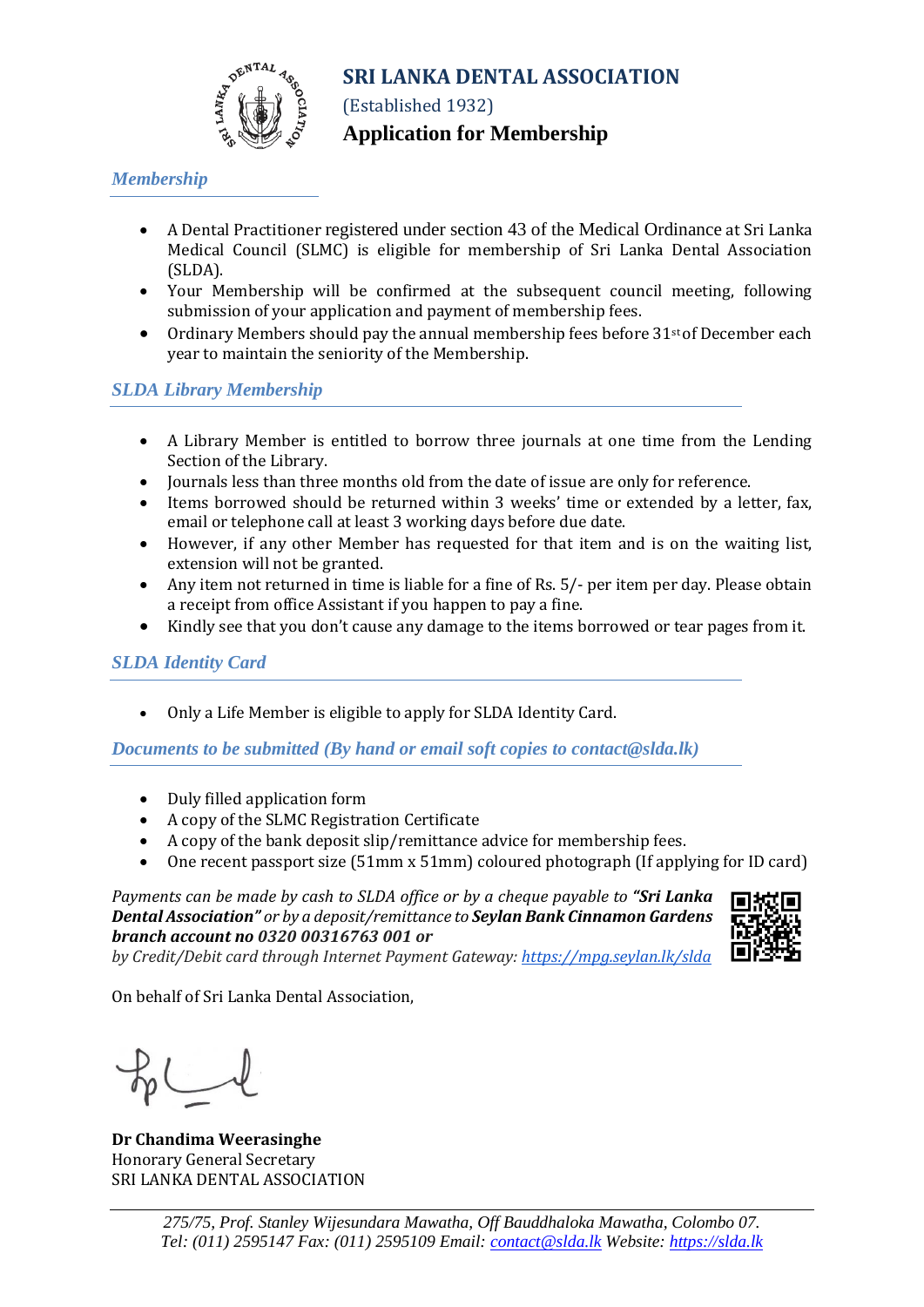# SRI LANKA DENTAL ASSOCIATION

(Established 1932)

**Application for Membership**

## *Membership*

- A Dental Practitioner registered under section 43 of the Medical Ordinance at Sri Lanka Medical Council (SLMC) is eligible for membership of Sri Lanka Dental Association (SLDA).
- Your Membership will be confirmed at the subsequent council meeting, following submission of your application and payment of membership fees.
- Ordinary Members should pay the annual membership fees before 31st of December each year to maintain the seniority of the Membership.

## *SLDA Library Membership*

- A Library Member is entitled to borrow three journals at one time from the Lending Section of the Library.
- Journals less than three months old from the date of issue are only for reference.
- Items borrowed should be returned within 3 weeks' time or extended by a letter, fax, email or telephone call at least 3 working days before due date.
- However, if any other Member has requested for that item and is on the waiting list, extension will not be granted.
- Any item not returned in time is liable for a fine of Rs. 5/- per item per day. Please obtain a receipt from office Assistant if you happen to pay a fine.
- Kindly see that you don't cause any damage to the items borrowed or tear pages from it.

## *SLDA Identity Card*

- Only a Life Member is eligible to apply for SLDA Identity Card.

## *Documents to be submitted (By hand or email soft copies to contact@slda.lk)*

- Duly filled application form
- A copy of the SLMC Registration Certificate
- A copy of the bank deposit slip/remittance advice for membership fees.
- One recent passport size (51mm x 51mm) coloured photograph (If applying for ID card)

*Payments can be made by cash to SLDA office or by a cheque payable to **"Sri Lanka Dental Association"** or by a deposit/remittance to **Seylan Bank Cinnamon Gardens branch account no 0320 00316763 001 or***
*by Credit/Debit card through Internet Payment Gateway: https://mpg.seylan.lk/slda*

On behalf of Sri Lanka Dental Association,

**Dr Chandima Weerasinghe**
Honorary General Secretary
SRI LANKA DENTAL ASSOCIATION

*275/75, Prof. Stanley Wijesundara Mawatha, Off Bauddhaloka Mawatha, Colombo 07.*
*Tel: (011) 2595147 Fax: (011) 2595109 Email: contact@slda.lk Website: https://slda.lk*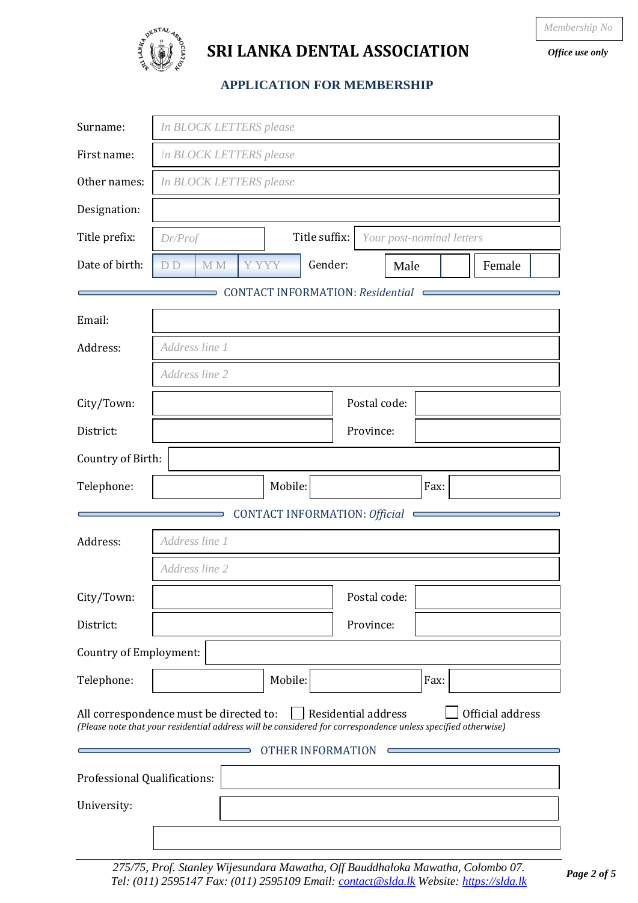Membership No

*Office use only*

# SRI LANKA DENTAL ASSOCIATION

## APPLICATION FOR MEMBERSHIP

Surname: *In BLOCK LETTERS please*

First name: *In BLOCK LETTERS please*

Other names: *In BLOCK LETTERS please*

Designation:

Title prefix: *Dr/Prof* Title suffix: *Your post-nominal letters*

Date of birth: DD MM YYYY Gender: Male ☐ Female ☐

### CONTACT INFORMATION: *Residential*

Email:

Address: *Address line 1*

*Address line 2*

City/Town: Postal code:

District: Province:

Country of Birth:

Telephone: Mobile: Fax:

### CONTACT INFORMATION: *Official*

Address: *Address line 1*

*Address line 2*

City/Town: Postal code:

District: Province:

Country of Employment:

Telephone: Mobile: Fax:

All correspondence must be directed to: ☐ Residential address ☐ Official address

*(Please note that your residential address will be considered for correspondence unless specified otherwise)*

### OTHER INFORMATION

Professional Qualifications:

University:

*275/75, Prof. Stanley Wijesundara Mawatha, Off Bauddhaloka Mawatha, Colombo 07.*
*Tel: (011) 2595147 Fax: (011) 2595109 Email: contact@slda.lk Website: https://slda.lk*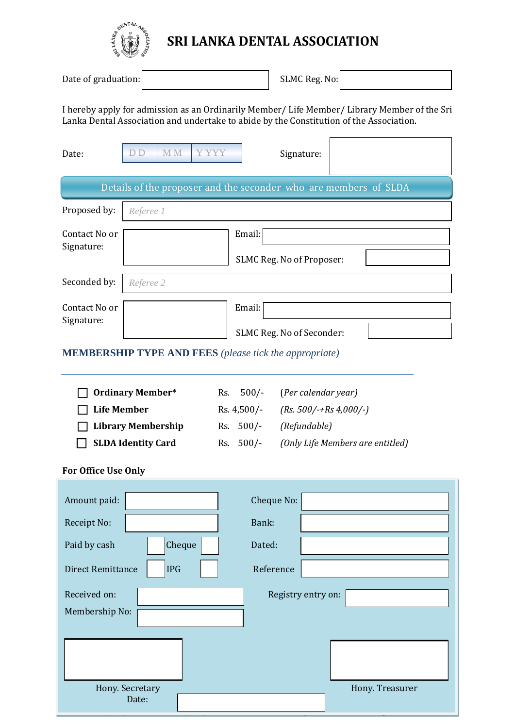# SRI LANKA DENTAL ASSOCIATION

Date of graduation: ____________ SLMC Reg. No: ____________

I hereby apply for admission as an Ordinarily Member/ Life Member/ Library Member of the Sri Lanka Dental Association and undertake to abide by the Constitution of the Association.

Date: DD MM YYYY Signature: ____________

## Details of the proposer and the seconder who are members of SLDA

Proposed by: *Referee 1*

Contact No or Signature: ____________ Email: ____________

SLMC Reg. No of Proposer: ____________

Seconded by: *Referee 2*

Contact No or Signature: ____________ Email: ____________

SLMC Reg. No of Seconder: ____________

## MEMBERSHIP TYPE AND FEES *(please tick the appropriate)*

| | | |
|---|---|---|
| ☐ **Ordinary Member*** | Rs. 500/- | *(Per calendar year)* |
| ☐ **Life Member** | Rs. 4,500/- | *(Rs. 500/-+Rs 4,000/-)* |
| ☐ **Library Membership** | Rs. 500/- | *(Refundable)* |
| ☐ **SLDA Identity Card** | Rs. 500/- | *(Only Life Members are entitled)* |

**For Office Use Only**

Amount paid: ____________ Cheque No: ____________

Receipt No: ____________ Bank: ____________

Paid by cash ☐ Cheque ☐ Dated: ____________

Direct Remittance ☐ IPG ☐ Reference ____________

Received on: ____________ Registry entry on: ____________

Membership No: ____________

Hony. Secretary Hony. Treasurer

Date: ____________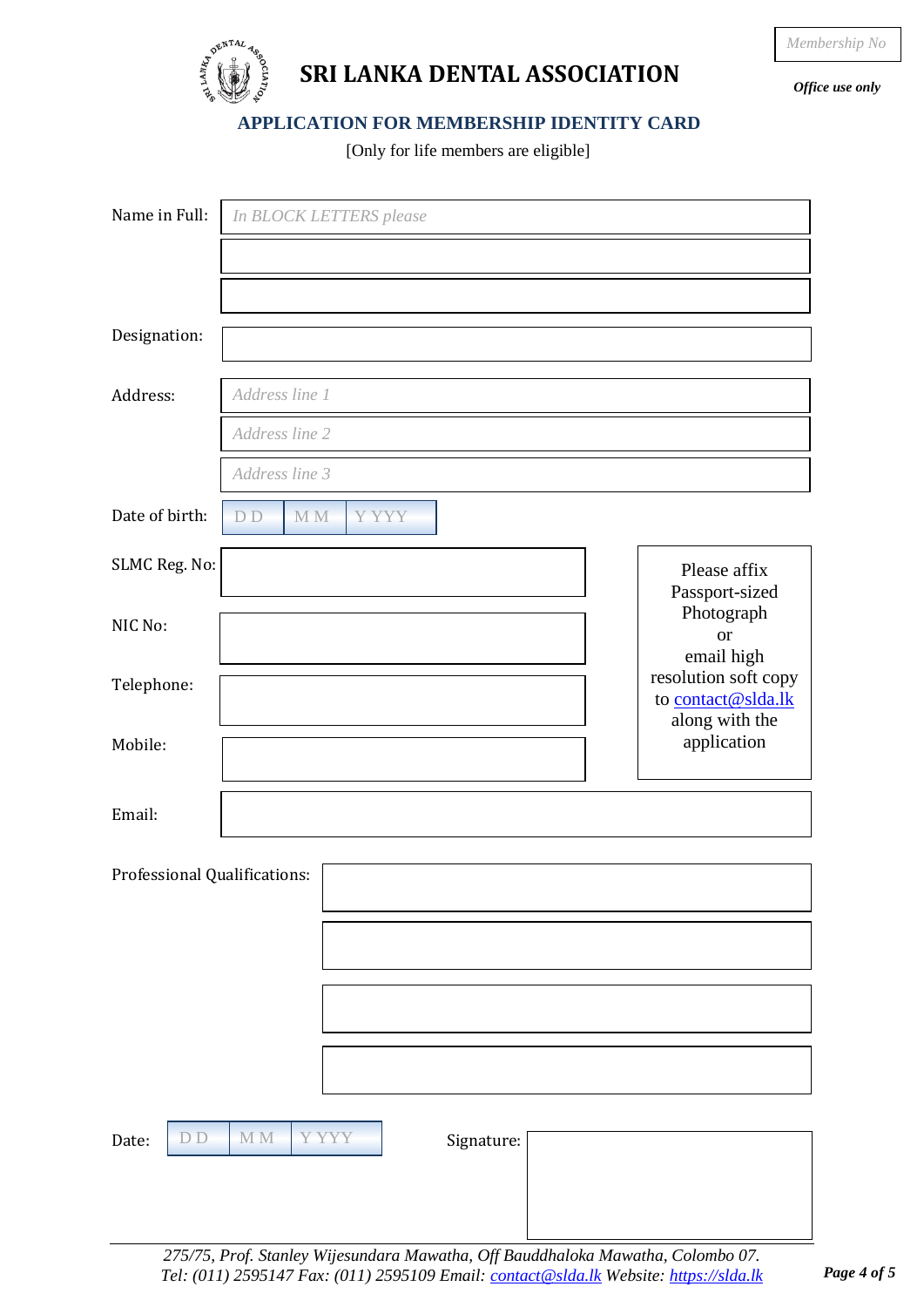Membership No

*Office use only*

# SRI LANKA DENTAL ASSOCIATION

## APPLICATION FOR MEMBERSHIP IDENTITY CARD

[Only for life members are eligible]

Name in Full: *In BLOCK LETTERS please*

Designation:

Address: *Address line 1*

*Address line 2*

*Address line 3*

Date of birth: D D | M M | Y YYY

SLMC Reg. No:

NIC No:

Telephone:

Mobile:

Please affix Passport-sized Photograph or email high resolution soft copy to contact@slda.lk along with the application

Email:

Professional Qualifications:

Date: D D | M M | Y YYY

Signature:

*275/75, Prof. Stanley Wijesundara Mawatha, Off Bauddhaloka Mawatha, Colombo 07.*
*Tel: (011) 2595147 Fax: (011) 2595109 Email: contact@slda.lk Website: https://slda.lk*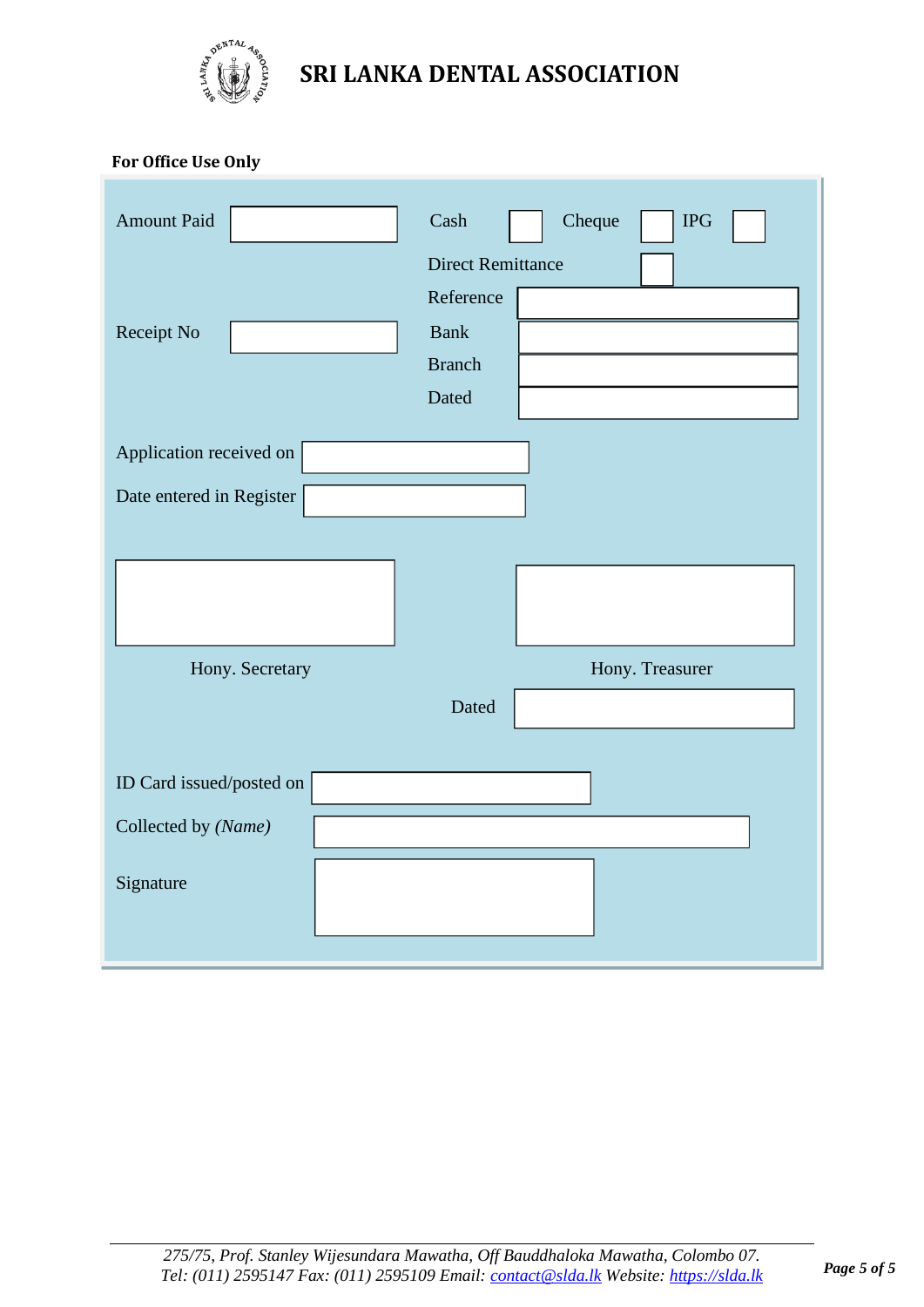# SRI LANKA DENTAL ASSOCIATION

**For Office Use Only**

Amount Paid

Cash Cheque IPG

Direct Remittance

Reference

Receipt No

Bank

Branch

Dated

Application received on

Date entered in Register

Hony. Secretary

Hony. Treasurer

Dated

ID Card issued/posted on

Collected by *(Name)*

Signature

*275/75, Prof. Stanley Wijesundara Mawatha, Off Bauddhaloka Mawatha, Colombo 07.*
*Tel: (011) 2595147 Fax: (011) 2595109 Email: contact@slda.lk Website: https://slda.lk*